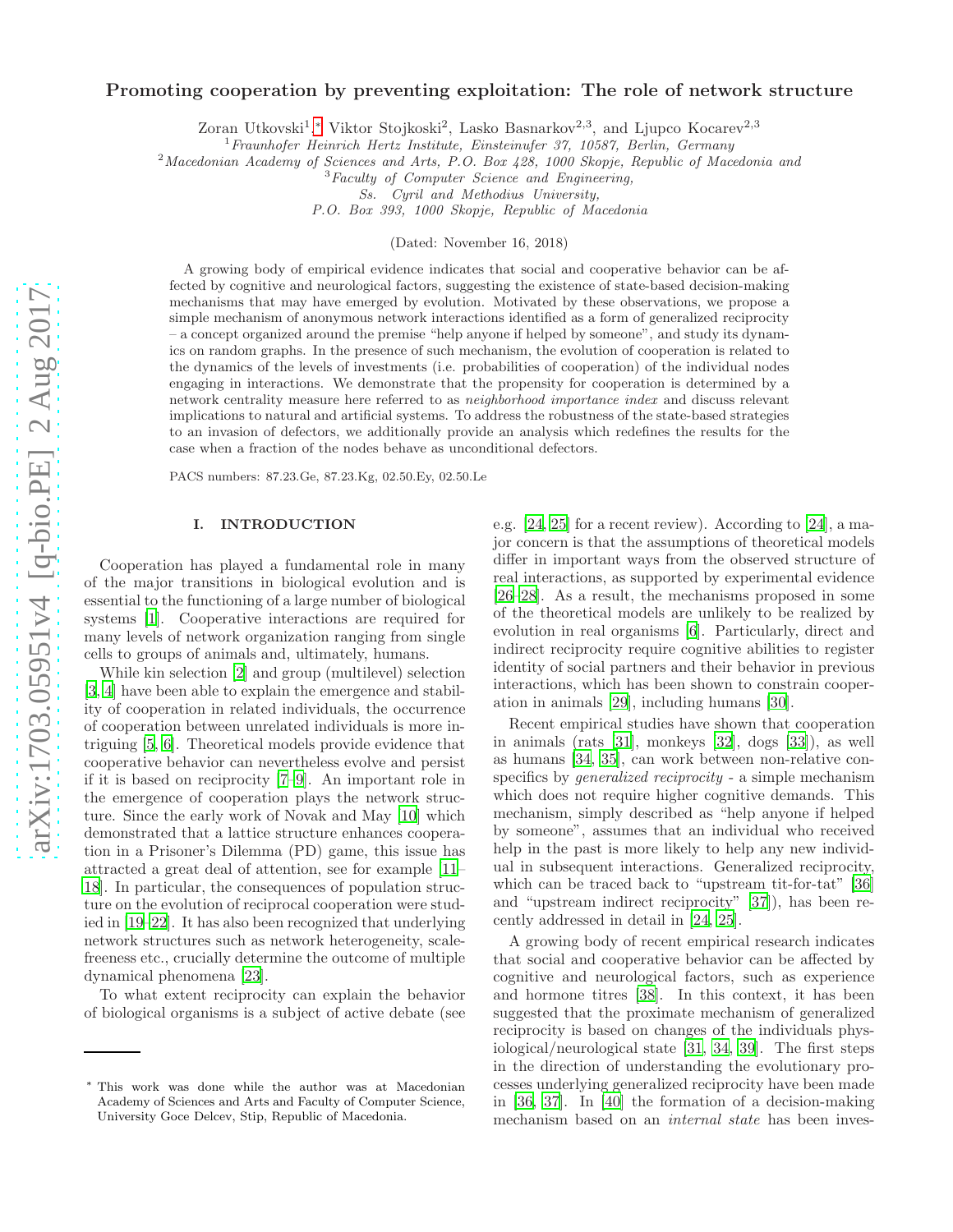# Promoting cooperation by preventing exploitation: The role of network structure

Zoran Utkovski[1,*], Viktor Stojkoski[2], Lasko Basnarkov[2,3], and Ljupco Kocarev[2,3]

[1]Fraunhofer Heinrich Hertz Institute, Einsteinufer 37, 10587, Berlin, Germany
[2]Macedonian Academy of Sciences and Arts, P.O. Box 428, 1000 Skopje, Republic of Macedonia and
[3]Faculty of Computer Science and Engineering, Ss. Cyril and Methodius University, P.O. Box 393, 1000 Skopje, Republic of Macedonia

(Dated: November 16, 2018)

A growing body of empirical evidence indicates that social and cooperative behavior can be affected by cognitive and neurological factors, suggesting the existence of state-based decision-making mechanisms that may have emerged by evolution. Motivated by these observations, we propose a simple mechanism of anonymous network interactions identified as a form of generalized reciprocity – a concept organized around the premise "help anyone if helped by someone", and study its dynamics on random graphs. In the presence of such mechanism, the evolution of cooperation is related to the dynamics of the levels of investments (i.e. probabilities of cooperation) of the individual nodes engaging in interactions. We demonstrate that the propensity for cooperation is determined by a network centrality measure here referred to as *neighborhood importance index* and discuss relevant implications to natural and artificial systems. To address the robustness of the state-based strategies to an invasion of defectors, we additionally provide an analysis which redefines the results for the case when a fraction of the nodes behave as unconditional defectors.

PACS numbers: 87.23.Ge, 87.23.Kg, 02.50.Ey, 02.50.Le

## I. INTRODUCTION

Cooperation has played a fundamental role in many of the major transitions in biological evolution and is essential to the functioning of a large number of biological systems [1]. Cooperative interactions are required for many levels of network organization ranging from single cells to groups of animals and, ultimately, humans.

While kin selection [2] and group (multilevel) selection [3, 4] have been able to explain the emergence and stability of cooperation in related individuals, the occurrence of cooperation between unrelated individuals is more intriguing [5, 6]. Theoretical models provide evidence that cooperative behavior can nevertheless evolve and persist if it is based on reciprocity [7–9]. An important role in the emergence of cooperation plays the network structure. Since the early work of Novak and May [10] which demonstrated that a lattice structure enhances cooperation in a Prisoner's Dilemma (PD) game, this issue has attracted a great deal of attention, see for example [11–18]. In particular, the consequences of population structure on the evolution of reciprocal cooperation were studied in [19–22]. It has also been recognized that underlying network structures such as network heterogeneity, scale-freeness etc., crucially determine the outcome of multiple dynamical phenomena [23].

To what extent reciprocity can explain the behavior of biological organisms is a subject of active debate (see e.g. [24, 25] for a recent review). According to [24], a major concern is that the assumptions of theoretical models differ in important ways from the observed structure of real interactions, as supported by experimental evidence [26–28]. As a result, the mechanisms proposed in some of the theoretical models are unlikely to be realized by evolution in real organisms [6]. Particularly, direct and indirect reciprocity require cognitive abilities to register identity of social partners and their behavior in previous interactions, which has been shown to constrain cooperation in animals [29], including humans [30].

Recent empirical studies have shown that cooperation in animals (rats [31], monkeys [32], dogs [33]), as well as humans [34, 35], can work between non-relative conspecifics by *generalized reciprocity* - a simple mechanism which does not require higher cognitive demands. This mechanism, simply described as "help anyone if helped by someone", assumes that an individual who received help in the past is more likely to help any new individual in subsequent interactions. Generalized reciprocity, which can be traced back to "upstream tit-for-tat" [36] and "upstream indirect reciprocity" [37]), has been recently addressed in detail in [24, 25].

A growing body of recent empirical research indicates that social and cooperative behavior can be affected by cognitive and neurological factors, such as experience and hormone titres [38]. In this context, it has been suggested that the proximate mechanism of generalized reciprocity is based on changes of the individuals physiological/neurological state [31, 34, 39]. The first steps in the direction of understanding the evolutionary processes underlying generalized reciprocity have been made in [36, 37]. In [40] the formation of a decision-making mechanism based on an *internal state* has been inves-

* This work was done while the author was at Macedonian Academy of Sciences and Arts and Faculty of Computer Science, University Goce Delcev, Stip, Republic of Macedonia.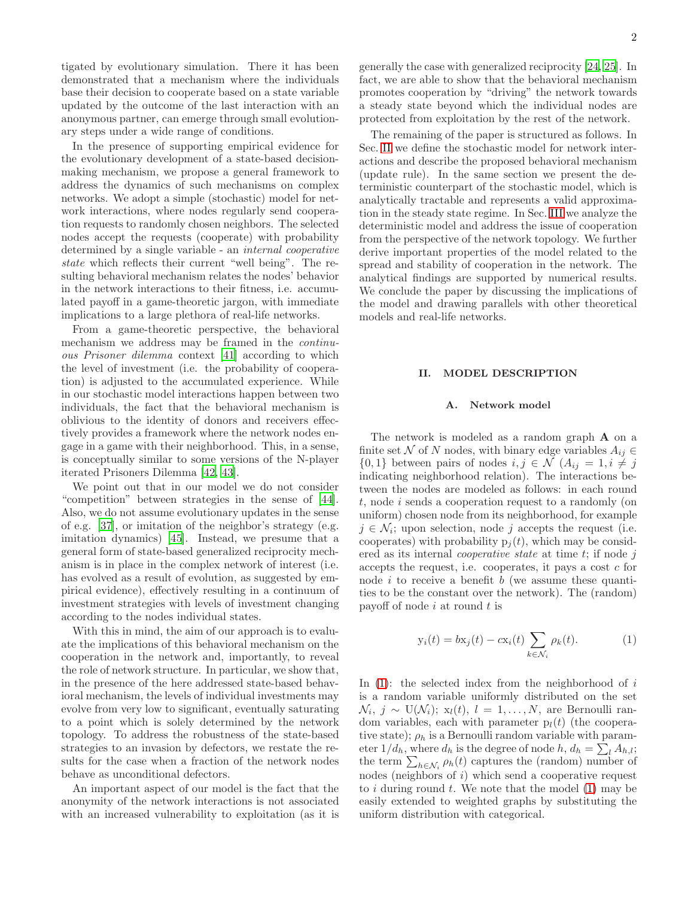tigated by evolutionary simulation. There it has been demonstrated that a mechanism where the individuals base their decision to cooperate based on a state variable updated by the outcome of the last interaction with an anonymous partner, can emerge through small evolutionary steps under a wide range of conditions.

In the presence of supporting empirical evidence for the evolutionary development of a state-based decision-making mechanism, we propose a general framework to address the dynamics of such mechanisms on complex networks. We adopt a simple (stochastic) model for network interactions, where nodes regularly send cooperation requests to randomly chosen neighbors. The selected nodes accept the requests (cooperate) with probability determined by a single variable - an *internal cooperative state* which reflects their current "well being". The resulting behavioral mechanism relates the nodes' behavior in the network interactions to their fitness, i.e. accumulated payoff in a game-theoretic jargon, with immediate implications to a large plethora of real-life networks.

From a game-theoretic perspective, the behavioral mechanism we address may be framed in the *continuous Prisoner dilemma* context [41] according to which the level of investment (i.e. the probability of cooperation) is adjusted to the accumulated experience. While in our stochastic model interactions happen between two individuals, the fact that the behavioral mechanism is oblivious to the identity of donors and receivers effectively provides a framework where the network nodes engage in a game with their neighborhood. This, in a sense, is conceptually similar to some versions of the N-player iterated Prisoners Dilemma [42, 43].

We point out that in our model we do not consider "competition" between strategies in the sense of [44]. Also, we do not assume evolutionary updates in the sense of e.g. [37], or imitation of the neighbor's strategy (e.g. imitation dynamics) [45]. Instead, we presume that a general form of state-based generalized reciprocity mechanism is in place in the complex network of interest (i.e. has evolved as a result of evolution, as suggested by empirical evidence), effectively resulting in a continuum of investment strategies with levels of investment changing according to the nodes individual states.

With this in mind, the aim of our approach is to evaluate the implications of this behavioral mechanism on the cooperation in the network and, importantly, to reveal the role of network structure. In particular, we show that, in the presence of the here addressed state-based behavioral mechanism, the levels of individual investments may evolve from very low to significant, eventually saturating to a point which is solely determined by the network topology. To address the robustness of the state-based strategies to an invasion by defectors, we restate the results for the case when a fraction of the network nodes behave as unconditional defectors.

An important aspect of our model is the fact that the anonymity of the network interactions is not associated with an increased vulnerability to exploitation (as it is generally the case with generalized reciprocity [24, 25]. In fact, we are able to show that the behavioral mechanism promotes cooperation by "driving" the network towards a steady state beyond which the individual nodes are protected from exploitation by the rest of the network.

The remaining of the paper is structured as follows. In Sec. II we define the stochastic model for network interactions and describe the proposed behavioral mechanism (update rule). In the same section we present the deterministic counterpart of the stochastic model, which is analytically tractable and represents a valid approximation in the steady state regime. In Sec. III we analyze the deterministic model and address the issue of cooperation from the perspective of the network topology. We further derive important properties of the model related to the spread and stability of cooperation in the network. The analytical findings are supported by numerical results. We conclude the paper by discussing the implications of the model and drawing parallels with other theoretical models and real-life networks.

## II. MODEL DESCRIPTION

### A. Network model

The network is modeled as a random graph $\mathbf{A}$ on a finite set $\mathcal{N}$ of $N$ nodes, with binary edge variables $A_{ij} \in \{0,1\}$ between pairs of nodes $i,j \in \mathcal{N}$ ($A_{ij} = 1, i \neq j$ indicating neighborhood relation). The interactions between the nodes are modeled as follows: in each round $t$, node $i$ sends a cooperation request to a randomly (on uniform) chosen node from its neighborhood, for example $j \in \mathcal{N}_i$; upon selection, node $j$ accepts the request (i.e. cooperates) with probability $\mathrm{p}_j(t)$, which may be considered as its internal *cooperative state* at time $t$; if node $j$ accepts the request, i.e. cooperates, it pays a cost $c$ for node $i$ to receive a benefit $b$ (we assume these quantities to be the constant over the network). The (random) payoff of node $i$ at round $t$ is

$$\mathrm{y}_i(t) = b\mathrm{x}_j(t) - c\mathrm{x}_i(t)\sum_{k\in\mathcal{N}_i}\rho_k(t). \tag{1}$$

In (1): the selected index from the neighborhood of $i$ is a random variable uniformly distributed on the set $\mathcal{N}_i$, $j \sim \mathrm{U}(\mathcal{N}_i)$; $\mathrm{x}_l(t)$, $l = 1,\ldots,N$, are Bernoulli random variables, each with parameter $\mathrm{p}_l(t)$ (the cooperative state); $\rho_h$ is a Bernoulli random variable with parameter $1/d_h$, where $d_h$ is the degree of node $h$, $d_h = \sum_l A_{h,l}$; the term $\sum_{h\in\mathcal{N}_i}\rho_h(t)$ captures the (random) number of nodes (neighbors of $i$) which send a cooperative request to $i$ during round $t$. We note that the model (1) may be easily extended to weighted graphs by substituting the uniform distribution with categorical.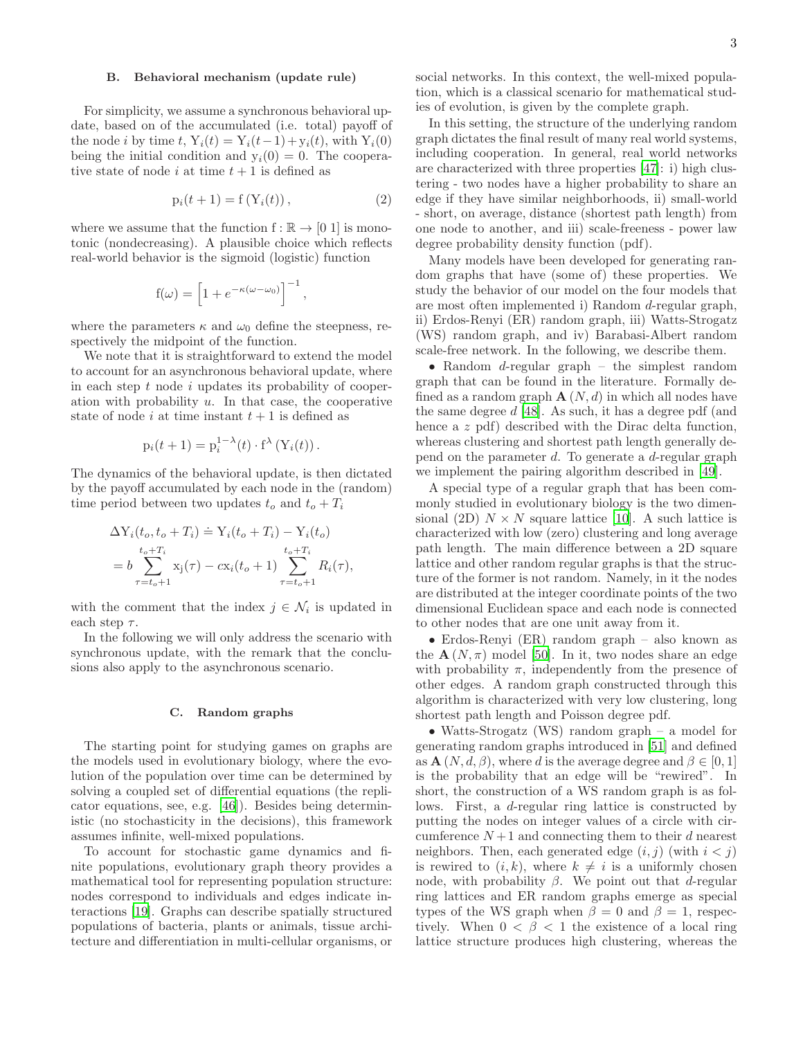### B. Behavioral mechanism (update rule)

For simplicity, we assume a synchronous behavioral update, based on of the accumulated (i.e. total) payoff of the node $i$ by time $t$, $\mathrm{Y}_i(t) = \mathrm{Y}_i(t-1) + \mathrm{y}_i(t)$, with $\mathrm{Y}_i(0)$ being the initial condition and $\mathrm{y}_i(0) = 0$. The cooperative state of node $i$ at time $t+1$ is defined as

$$\mathrm{p}_i(t+1) = \mathrm{f}\left(\mathrm{Y}_i(t)\right), \tag{2}$$

where we assume that the function $\mathrm{f} : \mathbb{R} \to [0\ 1]$ is monotonic (nondecreasing). A plausible choice which reflects real-world behavior is the sigmoid (logistic) function

$$\mathrm{f}(\omega) = \left[1 + e^{-\kappa(\omega - \omega_0)}\right]^{-1},$$

where the parameters $\kappa$ and $\omega_0$ define the steepness, respectively the midpoint of the function.

We note that it is straightforward to extend the model to account for an asynchronous behavioral update, where in each step $t$ node $i$ updates its probability of cooperation with probability $u$. In that case, the cooperative state of node $i$ at time instant $t+1$ is defined as

$$\mathrm{p}_i(t+1) = \mathrm{p}_i^{1-\lambda}(t) \cdot \mathrm{f}^{\lambda}\left(\mathrm{Y}_i(t)\right).$$

The dynamics of the behavioral update, is then dictated by the payoff accumulated by each node in the (random) time period between two updates $t_o$ and $t_o + T_i$

$$\begin{aligned}\Delta \mathrm{Y}_i(t_o, t_o + T_i) &\doteq \mathrm{Y}_i(t_o + T_i) - \mathrm{Y}_i(t_o) \\ &= b \sum_{\tau = t_o + 1}^{t_o + T_i} \mathrm{x_j}(\tau) - c\mathrm{x}_i(t_o + 1) \sum_{\tau = t_o + 1}^{t_o + T_i} R_i(\tau),\end{aligned}$$

with the comment that the index $j \in \mathcal{N}_i$ is updated in each step $\tau$.

In the following we will only address the scenario with synchronous update, with the remark that the conclusions also apply to the asynchronous scenario.

### C. Random graphs

The starting point for studying games on graphs are the models used in evolutionary biology, where the evolution of the population over time can be determined by solving a coupled set of differential equations (the replicator equations, see, e.g. [46]). Besides being deterministic (no stochasticity in the decisions), this framework assumes infinite, well-mixed populations.

To account for stochastic game dynamics and finite populations, evolutionary graph theory provides a mathematical tool for representing population structure: nodes correspond to individuals and edges indicate interactions [19]. Graphs can describe spatially structured populations of bacteria, plants or animals, tissue architecture and differentiation in multi-cellular organisms, or social networks. In this context, the well-mixed population, which is a classical scenario for mathematical studies of evolution, is given by the complete graph.

In this setting, the structure of the underlying random graph dictates the final result of many real world systems, including cooperation. In general, real world networks are characterized with three properties [47]: i) high clustering - two nodes have a higher probability to share an edge if they have similar neighborhoods, ii) small-world - short, on average, distance (shortest path length) from one node to another, and iii) scale-freeness - power law degree probability density function (pdf).

Many models have been developed for generating random graphs that have (some of) these properties. We study the behavior of our model on the four models that are most often implemented i) Random $d$-regular graph, ii) Erdos-Renyi (ER) random graph, iii) Watts-Strogatz (WS) random graph, and iv) Barabasi-Albert random scale-free network. In the following, we describe them.

- Random $d$-regular graph – the simplest random graph that can be found in the literature. Formally defined as a random graph $\mathbf{A}(N, d)$ in which all nodes have the same degree $d$ [48]. As such, it has a degree pdf (and hence a $z$ pdf) described with the Dirac delta function, whereas clustering and shortest path length generally depend on the parameter $d$. To generate a $d$-regular graph we implement the pairing algorithm described in [49].

A special type of a regular graph that has been commonly studied in evolutionary biology is the two dimensional (2D) $N \times N$ square lattice [10]. A such lattice is characterized with low (zero) clustering and long average path length. The main difference between a 2D square lattice and other random regular graphs is that the structure of the former is not random. Namely, in it the nodes are distributed at the integer coordinate points of the two dimensional Euclidean space and each node is connected to other nodes that are one unit away from it.

- Erdos-Renyi (ER) random graph – also known as the $\mathbf{A}(N, \pi)$ model [50]. In it, two nodes share an edge with probability $\pi$, independently from the presence of other edges. A random graph constructed through this algorithm is characterized with very low clustering, long shortest path length and Poisson degree pdf.

- Watts-Strogatz (WS) random graph – a model for generating random graphs introduced in [51] and defined as $\mathbf{A}(N, d, \beta)$, where $d$ is the average degree and $\beta \in [0, 1]$ is the probability that an edge will be "rewired". In short, the construction of a WS random graph is as follows. First, a $d$-regular ring lattice is constructed by putting the nodes on integer values of a circle with circumference $N+1$ and connecting them to their $d$ nearest neighbors. Then, each generated edge $(i, j)$ (with $i < j$) is rewired to $(i, k)$, where $k \neq i$ is a uniformly chosen node, with probability $\beta$. We point out that $d$-regular ring lattices and ER random graphs emerge as special types of the WS graph when $\beta = 0$ and $\beta = 1$, respectively. When $0 < \beta < 1$ the existence of a local ring lattice structure produces high clustering, whereas the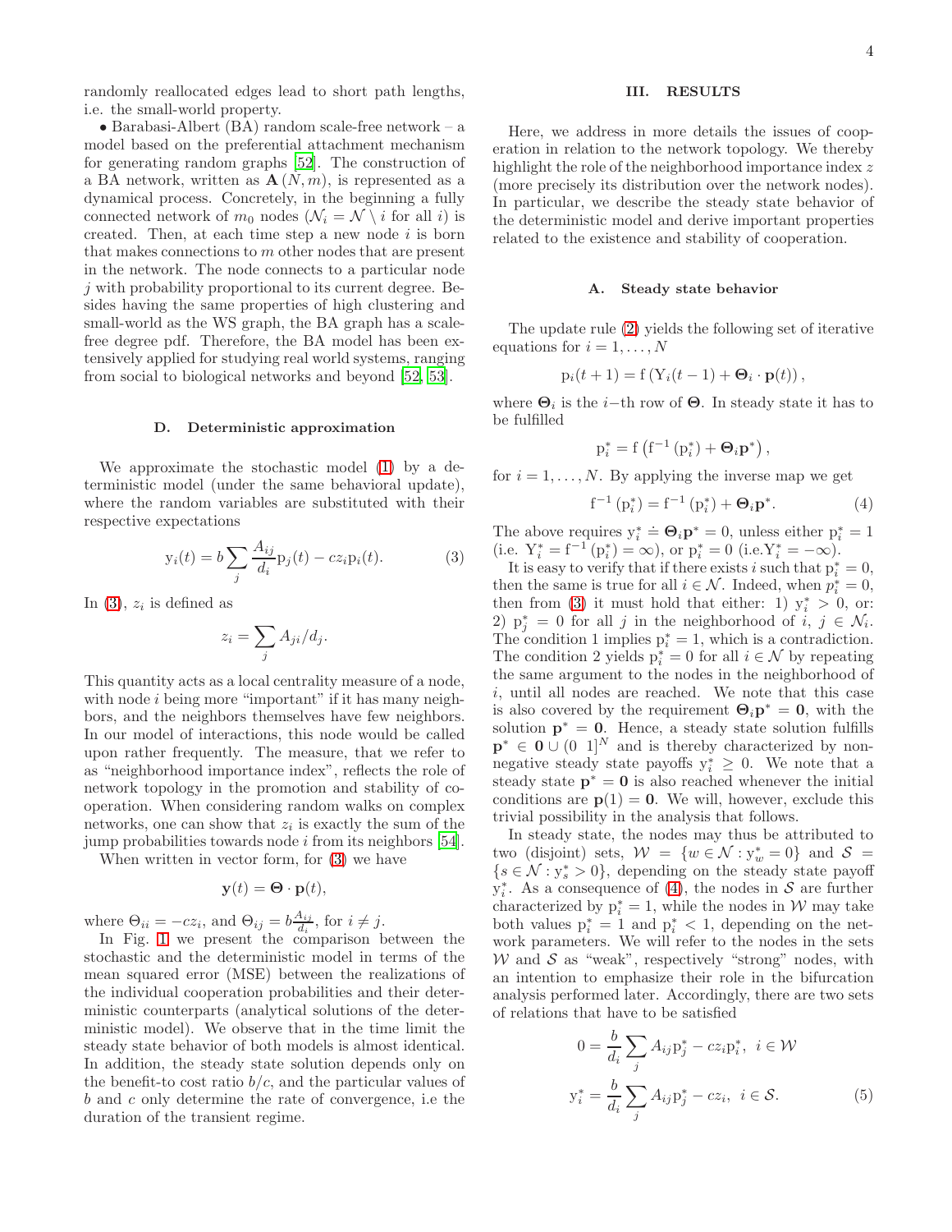randomly reallocated edges lead to short path lengths, i.e. the small-world property.

• Barabasi-Albert (BA) random scale-free network – a model based on the preferential attachment mechanism for generating random graphs [52]. The construction of a BA network, written as $\mathbf{A}(N, m)$, is represented as a dynamical process. Concretely, in the beginning a fully connected network of $m_0$ nodes ($\mathcal{N}_i = \mathcal{N} \setminus i$ for all $i$) is created. Then, at each time step a new node $i$ is born that makes connections to $m$ other nodes that are present in the network. The node connects to a particular node $j$ with probability proportional to its current degree. Besides having the same properties of high clustering and small-world as the WS graph, the BA graph has a scale-free degree pdf. Therefore, the BA model has been extensively applied for studying real world systems, ranging from social to biological networks and beyond [52, 53].

### D. Deterministic approximation

We approximate the stochastic model (1) by a deterministic model (under the same behavioral update), where the random variables are substituted with their respective expectations

$$\mathrm{y}_i(t) = b \sum_j \frac{A_{ij}}{d_i} \mathrm{p}_j(t) - c z_i \mathrm{p}_i(t). \tag{3}$$

In (3), $z_i$ is defined as

$$z_i = \sum_j A_{ji}/d_j.$$

This quantity acts as a local centrality measure of a node, with node $i$ being more "important" if it has many neighbors, and the neighbors themselves have few neighbors. In our model of interactions, this node would be called upon rather frequently. The measure, that we refer to as "neighborhood importance index", reflects the role of network topology in the promotion and stability of cooperation. When considering random walks on complex networks, one can show that $z_i$ is exactly the sum of the jump probabilities towards node $i$ from its neighbors [54].

When written in vector form, for (3) we have

$$\mathbf{y}(t) = \mathbf{\Theta} \cdot \mathbf{p}(t),$$

where $\Theta_{ii} = -cz_i$, and $\Theta_{ij} = b\frac{A_{ij}}{d_i}$, for $i \neq j$.

In Fig. 1 we present the comparison between the stochastic and the deterministic model in terms of the mean squared error (MSE) between the realizations of the individual cooperation probabilities and their deterministic counterparts (analytical solutions of the deterministic model). We observe that in the time limit the steady state behavior of both models is almost identical. In addition, the steady state solution depends only on the benefit-to cost ratio $b/c$, and the particular values of $b$ and $c$ only determine the rate of convergence, i.e the duration of the transient regime.

## III. RESULTS

Here, we address in more details the issues of cooperation in relation to the network topology. We thereby highlight the role of the neighborhood importance index $z$ (more precisely its distribution over the network nodes). In particular, we describe the steady state behavior of the deterministic model and derive important properties related to the existence and stability of cooperation.

### A. Steady state behavior

The update rule (2) yields the following set of iterative equations for $i = 1, \ldots, N$

$$\mathrm{p}_i(t+1) = \mathrm{f}\left(\mathrm{Y}_i(t-1) + \mathbf{\Theta}_i \cdot \mathbf{p}(t)\right),$$

where $\mathbf{\Theta}_i$ is the $i-$th row of $\mathbf{\Theta}$. In steady state it has to be fulfilled

$$\mathrm{p}_i^* = \mathrm{f}\left(\mathrm{f}^{-1}\left(\mathrm{p}_i^*\right) + \mathbf{\Theta}_i \mathbf{p}^*\right),$$

for $i = 1, \ldots, N$. By applying the inverse map we get

$$\mathrm{f}^{-1}\left(\mathrm{p}_i^*\right) = \mathrm{f}^{-1}\left(\mathrm{p}_i^*\right) + \mathbf{\Theta}_i \mathbf{p}^*. \tag{4}$$

The above requires $\mathrm{y}_i^* \doteq \mathbf{\Theta}_i \mathbf{p}^* = 0$, unless either $\mathrm{p}_i^* = 1$ (i.e. $\mathrm{Y}_i^* = \mathrm{f}^{-1}\left(\mathrm{p}_i^*\right) = \infty$), or $\mathrm{p}_i^* = 0$ (i.e.$\mathrm{Y}_i^* = -\infty$).

It is easy to verify that if there exists $i$ such that $\mathrm{p}_i^* = 0$, then the same is true for all $i \in \mathcal{N}$. Indeed, when $p_i^* = 0$, then from (3) it must hold that either: 1) $\mathrm{y}_i^* > 0$, or: 2) $\mathrm{p}_j^* = 0$ for all $j$ in the neighborhood of $i$, $j \in \mathcal{N}_i$. The condition 1 implies $\mathrm{p}_i^* = 1$, which is a contradiction. The condition 2 yields $\mathrm{p}_i^* = 0$ for all $i \in \mathcal{N}$ by repeating the same argument to the nodes in the neighborhood of $i$, until all nodes are reached. We note that this case is also covered by the requirement $\mathbf{\Theta}_i \mathbf{p}^* = \mathbf{0}$, with the solution $\mathbf{p}^* = \mathbf{0}$. Hence, a steady state solution fulfills $\mathbf{p}^* \in \mathbf{0} \cup (0\ \ 1]^N$ and is thereby characterized by non-negative steady state payoffs $\mathrm{y}_i^* \geq 0$. We note that a steady state $\mathbf{p}^* = \mathbf{0}$ is also reached whenever the initial conditions are $\mathbf{p}(1) = \mathbf{0}$. We will, however, exclude this trivial possibility in the analysis that follows.

In steady state, the nodes may thus be attributed to two (disjoint) sets, $\mathcal{W} = \{w \in \mathcal{N} : \mathrm{y}_w^* = 0\}$ and $\mathcal{S} = \{s \in \mathcal{N} : \mathrm{y}_s^* > 0\}$, depending on the steady state payoff $\mathrm{y}_i^*$. As a consequence of (4), the nodes in $\mathcal{S}$ are further characterized by $\mathrm{p}_i^* = 1$, while the nodes in $\mathcal{W}$ may take both values $\mathrm{p}_i^* = 1$ and $\mathrm{p}_i^* < 1$, depending on the network parameters. We will refer to the nodes in the sets $\mathcal{W}$ and $\mathcal{S}$ as "weak", respectively "strong" nodes, with an intention to emphasize their role in the bifurcation analysis performed later. Accordingly, there are two sets of relations that have to be satisfied

$$0 = \frac{b}{d_i} \sum_j A_{ij} \mathrm{p}_j^* - c z_i \mathrm{p}_i^*,\ \ i \in \mathcal{W}$$

$$\mathrm{y}_i^* = \frac{b}{d_i} \sum_j A_{ij} \mathrm{p}_j^* - c z_i,\ \ i \in \mathcal{S}. \tag{5}$$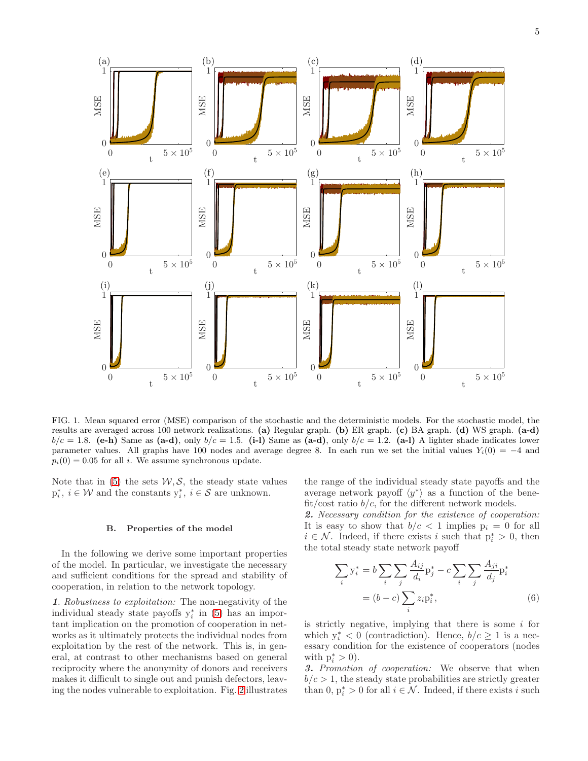FIG. 1. Mean squared error (MSE) comparison of the stochastic and the deterministic models. For the stochastic model, the results are averaged across 100 network realizations. **(a)** Regular graph. **(b)** ER graph. **(c)** BA graph. **(d)** WS graph. **(a-d)** $b/c = 1.8$. **(e-h)** Same as **(a-d)**, only $b/c = 1.5$. **(i-l)** Same as **(a-d)**, only $b/c = 1.2$. **(a-l)** A lighter shade indicates lower parameter values. All graphs have 100 nodes and average degree 8. In each run we set the initial values $Y_i(0) = -4$ and $p_i(0) = 0.05$ for all $i$. We assume synchronous update.

Note that in (5) the sets $\mathcal{W}, \mathcal{S}$, the steady state values $\mathrm{p}_i^*$, $i \in \mathcal{W}$ and the constants $\mathrm{y}_i^*$, $i \in \mathcal{S}$ are unknown.

### B. Properties of the model

In the following we derive some important properties of the model. In particular, we investigate the necessary and sufficient conditions for the spread and stability of cooperation, in relation to the network topology.

***1****. Robustness to exploitation:* The non-negativity of the individual steady state payoffs $\mathrm{y}_i^*$ in (5) has an important implication on the promotion of cooperation in networks as it ultimately protects the individual nodes from exploitation by the rest of the network. This is, in general, at contrast to other mechanisms based on general reciprocity where the anonymity of donors and receivers makes it difficult to single out and punish defectors, leaving the nodes vulnerable to exploitation. Fig. 2 illustrates the range of the individual steady state payoffs and the average network payoff $\langle y^* \rangle$ as a function of the benefit/cost ratio $b/c$, for the different network models.

***2****. Necessary condition for the existence of cooperation:* It is easy to show that $b/c < 1$ implies $\mathrm{p}_i = 0$ for all $i \in \mathcal{N}$. Indeed, if there exists $i$ such that $\mathrm{p}_i^* > 0$, then the total steady state network payoff

$$\sum_i \mathrm{y}_i^* = b \sum_i \sum_j \frac{A_{ij}}{d_i} \mathrm{p}_j^* - c \sum_i \sum_j \frac{A_{ji}}{d_j} \mathrm{p}_i^*$$
$$= (b - c) \sum_i z_i \mathrm{p}_i^*, \tag{6}$$

is strictly negative, implying that there is some $i$ for which $\mathrm{y}_i^* < 0$ (contradiction). Hence, $b/c \geq 1$ is a necessary condition for the existence of cooperators (nodes with $\mathrm{p}_i^* > 0$).

***3****. Promotion of cooperation:* We observe that when $b/c > 1$, the steady state probabilities are strictly greater than 0, $\mathrm{p}_i^* > 0$ for all $i \in \mathcal{N}$. Indeed, if there exists $i$ such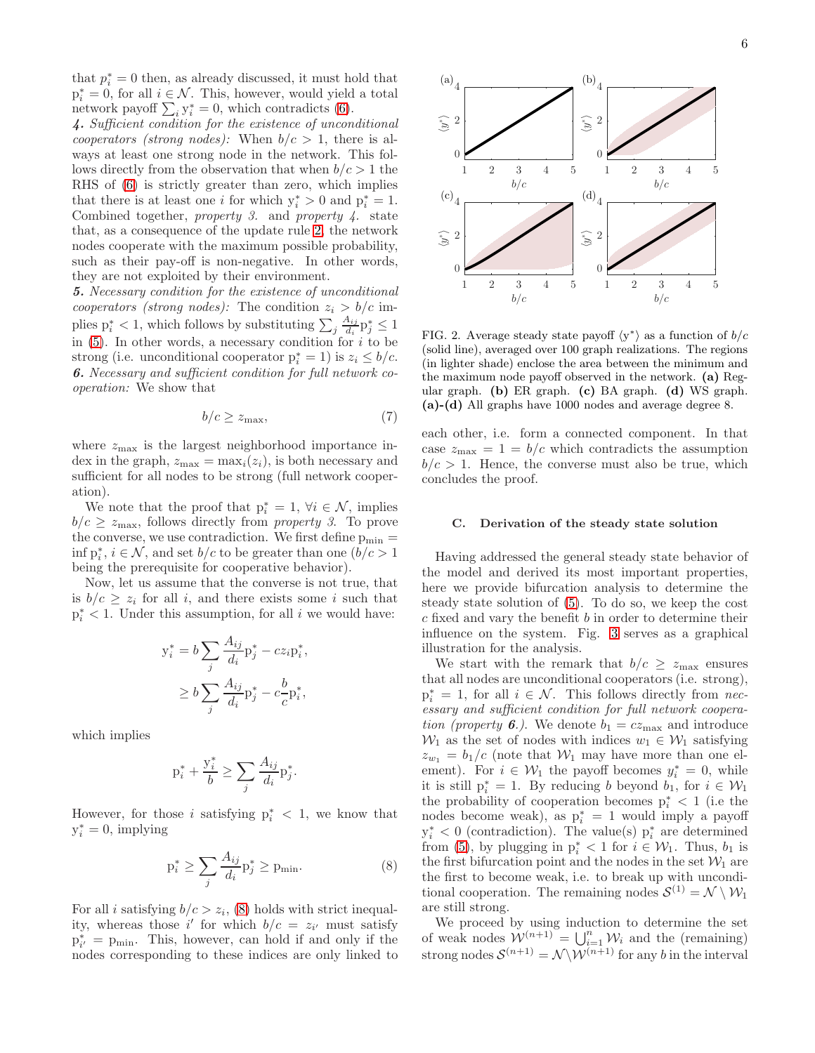that $p_i^* = 0$ then, as already discussed, it must hold that $\mathrm{p}_i^* = 0$, for all $i \in \mathcal{N}$. This, however, would yield a total network payoff $\sum_i \mathrm{y}_i^* = 0$, which contradicts (6).

***4.*** *Sufficient condition for the existence of unconditional cooperators (strong nodes):* When $b/c > 1$, there is always at least one strong node in the network. This follows directly from the observation that when $b/c > 1$ the RHS of (6) is strictly greater than zero, which implies that there is at least one $i$ for which $\mathrm{y}_i^* > 0$ and $\mathrm{p}_i^* = 1$. Combined together, *property 3.* and *property 4.* state that, as a consequence of the update rule 2, the network nodes cooperate with the maximum possible probability, such as their pay-off is non-negative. In other words, they are not exploited by their environment.

***5.*** *Necessary condition for the existence of unconditional cooperators (strong nodes):* The condition $z_i > b/c$ implies $\mathrm{p}_i^* < 1$, which follows by substituting $\sum_j \frac{A_{ij}}{d_i}\mathrm{p}_j^* \leq 1$ in (5). In other words, a necessary condition for $i$ to be strong (i.e. unconditional cooperator $\mathrm{p}_i^* = 1$) is $z_i \leq b/c$.

***6.*** *Necessary and sufficient condition for full network cooperation:* We show that

$$b/c \geq z_{\max}, \tag{7}$$

where $z_{\max}$ is the largest neighborhood importance index in the graph, $z_{\max} = \max_i(z_i)$, is both necessary and sufficient for all nodes to be strong (full network cooperation).

We note that the proof that $\mathrm{p}_i^* = 1$, $\forall i \in \mathcal{N}$, implies $b/c \geq z_{\max}$, follows directly from *property 3*. To prove the converse, we use contradiction. We first define $\mathrm{p}_{\min} = \inf \mathrm{p}_i^*$, $i \in \mathcal{N}$, and set $b/c$ to be greater than one ($b/c > 1$ being the prerequisite for cooperative behavior).

Now, let us assume that the converse is not true, that is $b/c \geq z_i$ for all $i$, and there exists some $i$ such that $\mathrm{p}_i^* < 1$. Under this assumption, for all $i$ we would have:

$$\begin{aligned} \mathrm{y}_i^* &= b \sum_j \frac{A_{ij}}{d_i}\mathrm{p}_j^* - c z_i \mathrm{p}_i^*, \\ &\geq b \sum_j \frac{A_{ij}}{d_i}\mathrm{p}_j^* - c\frac{b}{c}\mathrm{p}_i^*, \end{aligned}$$

which implies

$$\mathrm{p}_i^* + \frac{\mathrm{y}_i^*}{b} \geq \sum_j \frac{A_{ij}}{d_i}\mathrm{p}_j^*.$$

However, for those $i$ satisfying $\mathrm{p}_i^* < 1$, we know that $\mathrm{y}_i^* = 0$, implying

$$\mathrm{p}_i^* \geq \sum_j \frac{A_{ij}}{d_i}\mathrm{p}_j^* \geq \mathrm{p}_{\min}. \tag{8}$$

For all $i$ satisfying $b/c > z_i$, (8) holds with strict inequality, whereas those $i'$ for which $b/c = z_{i'}$ must satisfy $\mathrm{p}_{i'}^* = \mathrm{p}_{\min}$. This, however, can hold if and only if the nodes corresponding to these indices are only linked to each other, i.e. form a connected component. In that case $z_{\max} = 1 = b/c$ which contradicts the assumption $b/c > 1$. Hence, the converse must also be true, which concludes the proof.

FIG. 2. Average steady state payoff $\langle \mathrm{y}^* \rangle$ as a function of $b/c$ (solid line), averaged over 100 graph realizations. The regions (in lighter shade) enclose the area between the minimum and the maximum node payoff observed in the network. **(a)** Regular graph. **(b)** ER graph. **(c)** BA graph. **(d)** WS graph. **(a)-(d)** All graphs have 1000 nodes and average degree 8.

### C. Derivation of the steady state solution

Having addressed the general steady state behavior of the model and derived its most important properties, here we provide bifurcation analysis to determine the steady state solution of (5). To do so, we keep the cost $c$ fixed and vary the benefit $b$ in order to determine their influence on the system. Fig. 3 serves as a graphical illustration for the analysis.

We start with the remark that $b/c \geq z_{\max}$ ensures that all nodes are unconditional cooperators (i.e. strong), $\mathrm{p}_i^* = 1$, for all $i \in \mathcal{N}$. This follows directly from *necessary and sufficient condition for full network cooperation (property **6**.)*. We denote $b_1 = c z_{\max}$ and introduce $\mathcal{W}_1$ as the set of nodes with indices $w_1 \in \mathcal{W}_1$ satisfying $z_{w_1} = b_1/c$ (note that $\mathcal{W}_1$ may have more than one element). For $i \in \mathcal{W}_1$ the payoff becomes $y_i^* = 0$, while it is still $\mathrm{p}_i^* = 1$. By reducing $b$ beyond $b_1$, for $i \in \mathcal{W}_1$ the probability of cooperation becomes $\mathrm{p}_i^* < 1$ (i.e the nodes become weak), as $\mathrm{p}_i^* = 1$ would imply a payoff $\mathrm{y}_i^* < 0$ (contradiction). The value(s) $\mathrm{p}_i^*$ are determined from (5), by plugging in $\mathrm{p}_i^* < 1$ for $i \in \mathcal{W}_1$. Thus, $b_1$ is the first bifurcation point and the nodes in the set $\mathcal{W}_1$ are the first to become weak, i.e. to break up with unconditional cooperation. The remaining nodes $\mathcal{S}^{(1)} = \mathcal{N} \setminus \mathcal{W}_1$ are still strong.

We proceed by using induction to determine the set of weak nodes $\mathcal{W}^{(n+1)} = \bigcup_{i=1}^{n} \mathcal{W}_i$ and the (remaining) strong nodes $\mathcal{S}^{(n+1)} = \mathcal{N} \backslash \mathcal{W}^{(n+1)}$ for any $b$ in the interval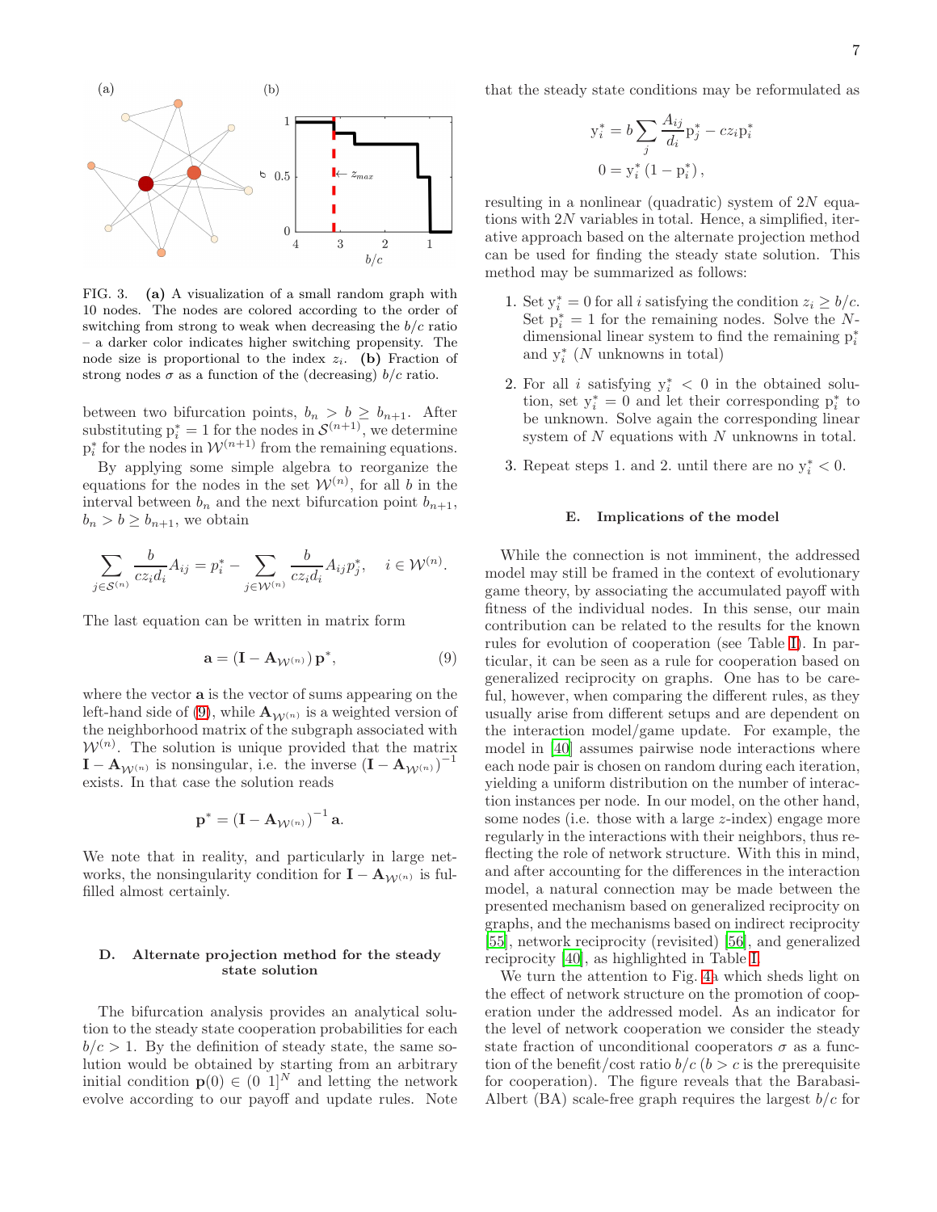FIG. 3. **(a)** A visualization of a small random graph with 10 nodes. The nodes are colored according to the order of switching from strong to weak when decreasing the $b/c$ ratio – a darker color indicates higher switching propensity. The node size is proportional to the index $z_i$. **(b)** Fraction of strong nodes $\sigma$ as a function of the (decreasing) $b/c$ ratio.

between two bifurcation points, $b_n > b \geq b_{n+1}$. After substituting $\mathrm{p}_i^* = 1$ for the nodes in $\mathcal{S}^{(n+1)}$, we determine $\mathrm{p}_i^*$ for the nodes in $\mathcal{W}^{(n+1)}$ from the remaining equations.

By applying some simple algebra to reorganize the equations for the nodes in the set $\mathcal{W}^{(n)}$, for all $b$ in the interval between $b_n$ and the next bifurcation point $b_{n+1}$, $b_n > b \geq b_{n+1}$, we obtain

$$\sum_{j\in\mathcal{S}^{(n)}} \frac{b}{cz_i d_i} A_{ij} = p_i^* - \sum_{j\in\mathcal{W}^{(n)}} \frac{b}{cz_i d_i} A_{ij} p_j^*, \quad i \in \mathcal{W}^{(n)}.$$

The last equation can be written in matrix form

$$\mathbf{a} = \left(\mathbf{I} - \mathbf{A}_{\mathcal{W}^{(n)}}\right)\mathbf{p}^*, \tag{9}$$

where the vector $\mathbf{a}$ is the vector of sums appearing on the left-hand side of (9), while $\mathbf{A}_{\mathcal{W}^{(n)}}$ is a weighted version of the neighborhood matrix of the subgraph associated with $\mathcal{W}^{(n)}$. The solution is unique provided that the matrix $\mathbf{I} - \mathbf{A}_{\mathcal{W}^{(n)}}$ is nonsingular, i.e. the inverse $\left(\mathbf{I} - \mathbf{A}_{\mathcal{W}^{(n)}}\right)^{-1}$ exists. In that case the solution reads

$$\mathbf{p}^* = \left(\mathbf{I} - \mathbf{A}_{\mathcal{W}^{(n)}}\right)^{-1}\mathbf{a}.$$

We note that in reality, and particularly in large networks, the nonsingularity condition for $\mathbf{I} - \mathbf{A}_{\mathcal{W}^{(n)}}$ is fulfilled almost certainly.

### D. Alternate projection method for the steady state solution

The bifurcation analysis provides an analytical solution to the steady state cooperation probabilities for each $b/c > 1$. By the definition of steady state, the same solution would be obtained by starting from an arbitrary initial condition $\mathbf{p}(0) \in (0\ 1]^N$ and letting the network evolve according to our payoff and update rules. Note that the steady state conditions may be reformulated as

$$\mathrm{y}_i^* = b\sum_j \frac{A_{ij}}{d_i}\mathrm{p}_j^* - cz_i\mathrm{p}_i^*$$
$$0 = \mathrm{y}_i^*\left(1 - \mathrm{p}_i^*\right),$$

resulting in a nonlinear (quadratic) system of $2N$ equations with $2N$ variables in total. Hence, a simplified, iterative approach based on the alternate projection method can be used for finding the steady state solution. This method may be summarized as follows:

1. Set $\mathrm{y}_i^* = 0$ for all $i$ satisfying the condition $z_i \geq b/c$. Set $\mathrm{p}_i^* = 1$ for the remaining nodes. Solve the $N$-dimensional linear system to find the remaining $\mathrm{p}_i^*$ and $\mathrm{y}_i^*$ ($N$ unknowns in total)

2. For all $i$ satisfying $\mathrm{y}_i^* < 0$ in the obtained solution, set $\mathrm{y}_i^* = 0$ and let their corresponding $\mathrm{p}_i^*$ to be unknown. Solve again the corresponding linear system of $N$ equations with $N$ unknowns in total.

3. Repeat steps 1. and 2. until there are no $\mathrm{y}_i^* < 0$.

### E. Implications of the model

While the connection is not imminent, the addressed model may still be framed in the context of evolutionary game theory, by associating the accumulated payoff with fitness of the individual nodes. In this sense, our main contribution can be related to the results for the known rules for evolution of cooperation (see Table I). In particular, it can be seen as a rule for cooperation based on generalized reciprocity on graphs. One has to be careful, however, when comparing the different rules, as they usually arise from different setups and are dependent on the interaction model/game update. For example, the model in [40] assumes pairwise node interactions where each node pair is chosen on random during each iteration, yielding a uniform distribution on the number of interaction instances per node. In our model, on the other hand, some nodes (i.e. those with a large $z$-index) engage more regularly in the interactions with their neighbors, thus reflecting the role of network structure. With this in mind, and after accounting for the differences in the interaction model, a natural connection may be made between the presented mechanism based on generalized reciprocity on graphs, and the mechanisms based on indirect reciprocity [55], network reciprocity (revisited) [56], and generalized reciprocity [40], as highlighted in Table I.

We turn the attention to Fig. 4a which sheds light on the effect of network structure on the promotion of cooperation under the addressed model. As an indicator for the level of network cooperation we consider the steady state fraction of unconditional cooperators $\sigma$ as a function of the benefit/cost ratio $b/c$ ($b > c$ is the prerequisite for cooperation). The figure reveals that the Barabasi-Albert (BA) scale-free graph requires the largest $b/c$ for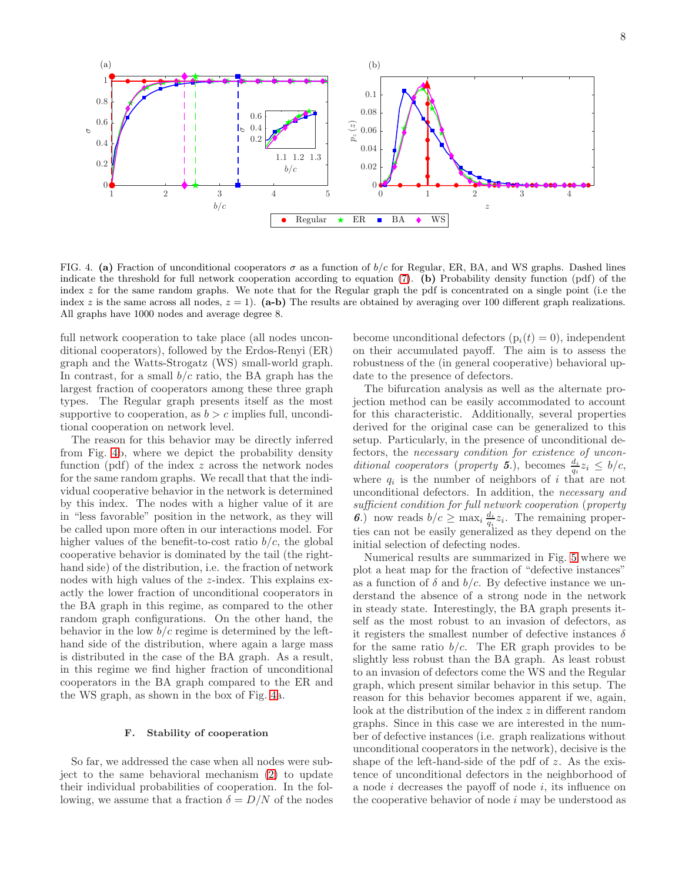FIG. 4. **(a)** Fraction of unconditional cooperators $\sigma$ as a function of $b/c$ for Regular, ER, BA, and WS graphs. Dashed lines indicate the threshold for full network cooperation according to equation (7). **(b)** Probability density function (pdf) of the index $z$ for the same random graphs. We note that for the Regular graph the pdf is concentrated on a single point (i.e the index $z$ is the same across all nodes, $z = 1$). **(a-b)** The results are obtained by averaging over 100 different graph realizations. All graphs have 1000 nodes and average degree 8.

full network cooperation to take place (all nodes unconditional cooperators), followed by the Erdos-Renyi (ER) graph and the Watts-Strogatz (WS) small-world graph. In contrast, for a small $b/c$ ratio, the BA graph has the largest fraction of cooperators among these three graph types. The Regular graph presents itself as the most supportive to cooperation, as $b > c$ implies full, unconditional cooperation on network level.

The reason for this behavior may be directly inferred from Fig. 4b, where we depict the probability density function (pdf) of the index $z$ across the network nodes for the same random graphs. We recall that that the individual cooperative behavior in the network is determined by this index. The nodes with a higher value of it are in "less favorable" position in the network, as they will be called upon more often in our interactions model. For higher values of the benefit-to-cost ratio $b/c$, the global cooperative behavior is dominated by the tail (the right-hand side) of the distribution, i.e. the fraction of network nodes with high values of the $z$-index. This explains exactly the lower fraction of unconditional cooperators in the BA graph in this regime, as compared to the other random graph configurations. On the other hand, the behavior in the low $b/c$ regime is determined by the left-hand side of the distribution, where again a large mass is distributed in the case of the BA graph. As a result, in this regime we find higher fraction of unconditional cooperators in the BA graph compared to the ER and the WS graph, as shown in the box of Fig. 4a.

### F. Stability of cooperation

So far, we addressed the case when all nodes were subject to the same behavioral mechanism (2) to update their individual probabilities of cooperation. In the following, we assume that a fraction $\delta = D/N$ of the nodes become unconditional defectors ($\mathrm{p}_i(t) = 0$), independent on their accumulated payoff. The aim is to assess the robustness of the (in general cooperative) behavioral update to the presence of defectors.

The bifurcation analysis as well as the alternate projection method can be easily accommodated to account for this characteristic. Additionally, several properties derived for the original case can be generalized to this setup. Particularly, in the presence of unconditional defectors, the *necessary condition for existence of unconditional cooperators* (*property **5**.*), becomes $\frac{d_i}{q_i} z_i \leq b/c$, where $q_i$ is the number of neighbors of $i$ that are not unconditional defectors. In addition, the *necessary and sufficient condition for full network cooperation* (*property **6**.*) now reads $b/c \geq \max_i \frac{d_i}{q_i} z_i$. The remaining properties can not be easily generalized as they depend on the initial selection of defecting nodes.

Numerical results are summarized in Fig. 5 where we plot a heat map for the fraction of "defective instances" as a function of $\delta$ and $b/c$. By defective instance we understand the absence of a strong node in the network in steady state. Interestingly, the BA graph presents itself as the most robust to an invasion of defectors, as it registers the smallest number of defective instances $\delta$ for the same ratio $b/c$. The ER graph provides to be slightly less robust than the BA graph. As least robust to an invasion of defectors come the WS and the Regular graph, which present similar behavior in this setup. The reason for this behavior becomes apparent if we, again, look at the distribution of the index $z$ in different random graphs. Since in this case we are interested in the number of defective instances (i.e. graph realizations without unconditional cooperators in the network), decisive is the shape of the left-hand-side of the pdf of $z$. As the existence of unconditional defectors in the neighborhood of a node $i$ decreases the payoff of node $i$, its influence on the cooperative behavior of node $i$ may be understood as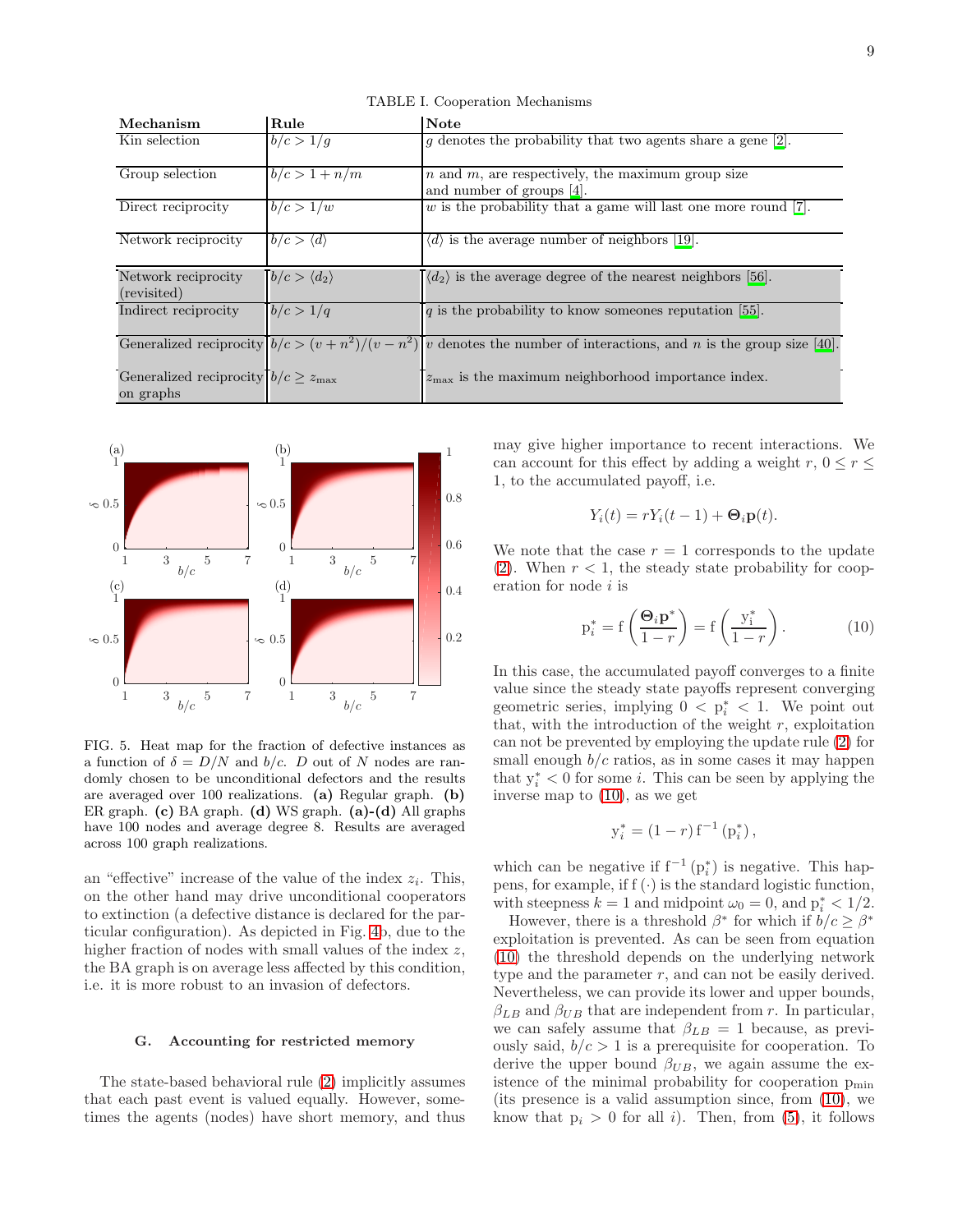TABLE I. Cooperation Mechanisms

| Mechanism | Rule | Note |
|---|---|---|
| Kin selection | $b/c > 1/g$ | $g$ denotes the probability that two agents share a gene [2]. |
| Group selection | $b/c > 1 + n/m$ | $n$ and $m$, are respectively, the maximum group size and number of groups [4]. |
| Direct reciprocity | $b/c > 1/w$ | $w$ is the probability that a game will last one more round [7]. |
| Network reciprocity | $b/c > \langle d \rangle$ | $\langle d \rangle$ is the average number of neighbors [19]. |
| Network reciprocity (revisited) | $b/c > \langle d_2 \rangle$ | $\langle d_2 \rangle$ is the average degree of the nearest neighbors [56]. |
| Indirect reciprocity | $b/c > 1/q$ | $q$ is the probability to know someones reputation [55]. |
| Generalized reciprocity | $b/c > (v + n^2)/(v - n^2)$ | $v$ denotes the number of interactions, and $n$ is the group size [40]. |
| Generalized reciprocity on graphs | $b/c \geq z_{\max}$ | $z_{\max}$ is the maximum neighborhood importance index. |

FIG. 5. Heat map for the fraction of defective instances as a function of $\delta = D/N$ and $b/c$. $D$ out of $N$ nodes are randomly chosen to be unconditional defectors and the results are averaged over 100 realizations. **(a)** Regular graph. **(b)** ER graph. **(c)** BA graph. **(d)** WS graph. **(a)-(d)** All graphs have 100 nodes and average degree 8. Results are averaged across 100 graph realizations.

an "effective" increase of the value of the index $z_i$. This, on the other hand may drive unconditional cooperators to extinction (a defective distance is declared for the particular configuration). As depicted in Fig. 4b, due to the higher fraction of nodes with small values of the index $z$, the BA graph is on average less affected by this condition, i.e. it is more robust to an invasion of defectors.

### G. Accounting for restricted memory

The state-based behavioral rule (2) implicitly assumes that each past event is valued equally. However, sometimes the agents (nodes) have short memory, and thus may give higher importance to recent interactions. We can account for this effect by adding a weight $r$, $0 \leq r \leq 1$, to the accumulated payoff, i.e.

$$Y_i(t) = rY_i(t-1) + \mathbf{\Theta}_i \mathbf{p}(t).$$

We note that the case $r = 1$ corresponds to the update (2). When $r < 1$, the steady state probability for cooperation for node $i$ is

$$\mathrm{p}_i^* = \mathrm{f}\left(\frac{\mathbf{\Theta}_i \mathbf{p}^*}{1-r}\right) = \mathrm{f}\left(\frac{\mathrm{y}_i^*}{1-r}\right). \tag{10}$$

In this case, the accumulated payoff converges to a finite value since the steady state payoffs represent converging geometric series, implying $0 < \mathrm{p}_i^* < 1$. We point out that, with the introduction of the weight $r$, exploitation can not be prevented by employing the update rule (2) for small enough $b/c$ ratios, as in some cases it may happen that $\mathrm{y}_i^* < 0$ for some $i$. This can be seen by applying the inverse map to (10), as we get

$$\mathrm{y}_i^* = (1-r)\,\mathrm{f}^{-1}\left(\mathrm{p}_i^*\right),$$

which can be negative if $\mathrm{f}^{-1}(\mathrm{p}_i^*)$ is negative. This happens, for example, if $\mathrm{f}(\cdot)$ is the standard logistic function, with steepness $k = 1$ and midpoint $\omega_0 = 0$, and $\mathrm{p}_i^* < 1/2$.

However, there is a threshold $\beta^*$ for which if $b/c \geq \beta^*$ exploitation is prevented. As can be seen from equation (10) the threshold depends on the underlying network type and the parameter $r$, and can not be easily derived. Nevertheless, we can provide its lower and upper bounds, $\beta_{LB}$ and $\beta_{UB}$ that are independent from $r$. In particular, we can safely assume that $\beta_{LB} = 1$ because, as previously said, $b/c > 1$ is a prerequisite for cooperation. To derive the upper bound $\beta_{UB}$, we again assume the existence of the minimal probability for cooperation $\mathrm{p}_{\min}$ (its presence is a valid assumption since, from (10), we know that $\mathrm{p}_i > 0$ for all $i$). Then, from (5), it follows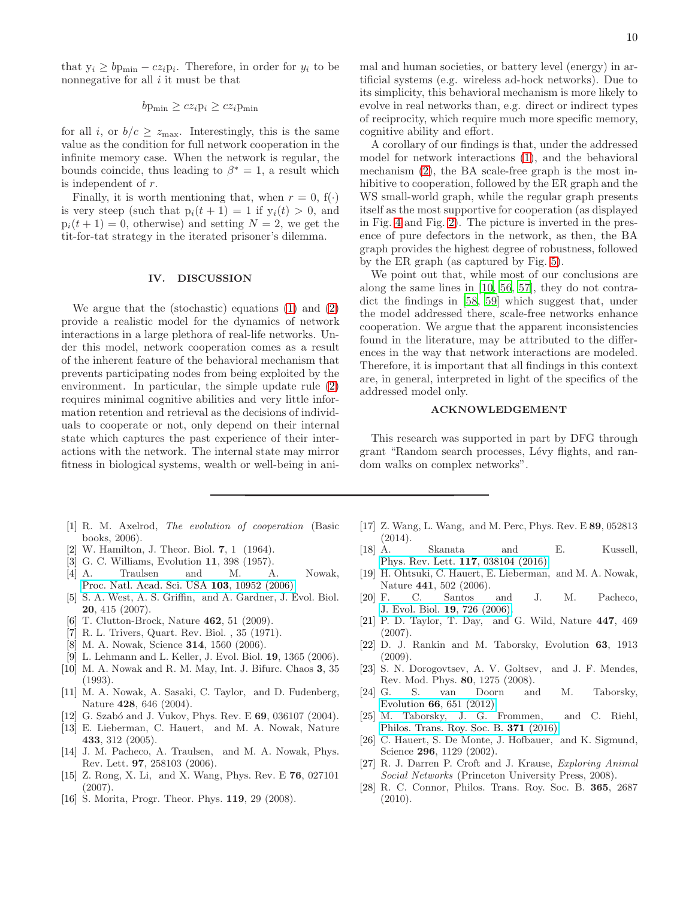that $y_i \geq b p_{\min} - c z_i p_i$. Therefore, in order for $y_i$ to be nonnegative for all $i$ it must be that

$$b p_{\min} \geq c z_i p_i \geq c z_i p_{\min}$$

for all $i$, or $b/c \geq z_{\max}$. Interestingly, this is the same value as the condition for full network cooperation in the infinite memory case. When the network is regular, the bounds coincide, thus leading to $\beta^* = 1$, a result which is independent of $r$.

Finally, it is worth mentioning that, when $r = 0$, $f(\cdot)$ is very steep (such that $p_i(t+1) = 1$ if $y_i(t) > 0$, and $p_i(t+1) = 0$, otherwise) and setting $N = 2$, we get the tit-for-tat strategy in the iterated prisoner's dilemma.

## IV. DISCUSSION

We argue that the (stochastic) equations (1) and (2) provide a realistic model for the dynamics of network interactions in a large plethora of real-life networks. Under this model, network cooperation comes as a result of the inherent feature of the behavioral mechanism that prevents participating nodes from being exploited by the environment. In particular, the simple update rule (2) requires minimal cognitive abilities and very little information retention and retrieval as the decisions of individuals to cooperate or not, only depend on their internal state which captures the past experience of their interactions with the network. The internal state may mirror fitness in biological systems, wealth or well-being in animal and human societies, or battery level (energy) in artificial systems (e.g. wireless ad-hock networks). Due to its simplicity, this behavioral mechanism is more likely to evolve in real networks than, e.g. direct or indirect types of reciprocity, which require much more specific memory, cognitive ability and effort.

A corollary of our findings is that, under the addressed model for network interactions (1), and the behavioral mechanism (2), the BA scale-free graph is the most inhibitive to cooperation, followed by the ER graph and the WS small-world graph, while the regular graph presents itself as the most supportive for cooperation (as displayed in Fig. 4 and Fig. 2). The picture is inverted in the presence of pure defectors in the network, as then, the BA graph provides the highest degree of robustness, followed by the ER graph (as captured by Fig. 5).

We point out that, while most of our conclusions are along the same lines in [10, 56, 57], they do not contradict the findings in [58, 59] which suggest that, under the model addressed there, scale-free networks enhance cooperation. We argue that the apparent inconsistencies found in the literature, may be attributed to the differences in the way that network interactions are modeled. Therefore, it is important that all findings in this context are, in general, interpreted in light of the specifics of the addressed model only.

## ACKNOWLEDGEMENT

This research was supported in part by DFG through grant "Random search processes, Lévy flights, and random walks on complex networks".

---

[1] R. M. Axelrod, *The evolution of cooperation* (Basic books, 2006).
[2] W. Hamilton, J. Theor. Biol. **7**, 1 (1964).
[3] G. C. Williams, Evolution **11**, 398 (1957).
[4] A. Traulsen and M. A. Nowak, Proc. Natl. Acad. Sci. USA **103**, 10952 (2006).
[5] S. A. West, A. S. Griffin, and A. Gardner, J. Evol. Biol. **20**, 415 (2007).
[6] T. Clutton-Brock, Nature **462**, 51 (2009).
[7] R. L. Trivers, Quart. Rev. Biol. , 35 (1971).
[8] M. A. Nowak, Science **314**, 1560 (2006).
[9] L. Lehmann and L. Keller, J. Evol. Biol. **19**, 1365 (2006).
[10] M. A. Nowak and R. M. May, Int. J. Bifurc. Chaos **3**, 35 (1993).
[11] M. A. Nowak, A. Sasaki, C. Taylor, and D. Fudenberg, Nature **428**, 646 (2004).
[12] G. Szabó and J. Vukov, Phys. Rev. E **69**, 036107 (2004).
[13] E. Lieberman, C. Hauert, and M. A. Nowak, Nature **433**, 312 (2005).
[14] J. M. Pacheco, A. Traulsen, and M. A. Nowak, Phys. Rev. Lett. **97**, 258103 (2006).
[15] Z. Rong, X. Li, and X. Wang, Phys. Rev. E **76**, 027101 (2007).
[16] S. Morita, Progr. Theor. Phys. **119**, 29 (2008).
[17] Z. Wang, L. Wang, and M. Perc, Phys. Rev. E **89**, 052813 (2014).
[18] A. Skanata and E. Kussell, Phys. Rev. Lett. **117**, 038104 (2016).
[19] H. Ohtsuki, C. Hauert, E. Lieberman, and M. A. Nowak, Nature **441**, 502 (2006).
[20] F. C. Santos and J. M. Pacheco, J. Evol. Biol. **19**, 726 (2006).
[21] P. D. Taylor, T. Day, and G. Wild, Nature **447**, 469 (2007).
[22] D. J. Rankin and M. Taborsky, Evolution **63**, 1913 (2009).
[23] S. N. Dorogovtsev, A. V. Goltsev, and J. F. Mendes, Rev. Mod. Phys. **80**, 1275 (2008).
[24] G. S. van Doorn and M. Taborsky, Evolution **66**, 651 (2012).
[25] M. Taborsky, J. G. Frommen, and C. Riehl, Philos. Trans. Roy. Soc. B. **371** (2016).
[26] C. Hauert, S. De Monte, J. Hofbauer, and K. Sigmund, Science **296**, 1129 (2002).
[27] R. J. Darren P. Croft and J. Krause, *Exploring Animal Social Networks* (Princeton University Press, 2008).
[28] R. C. Connor, Philos. Trans. Roy. Soc. B. **365**, 2687 (2010).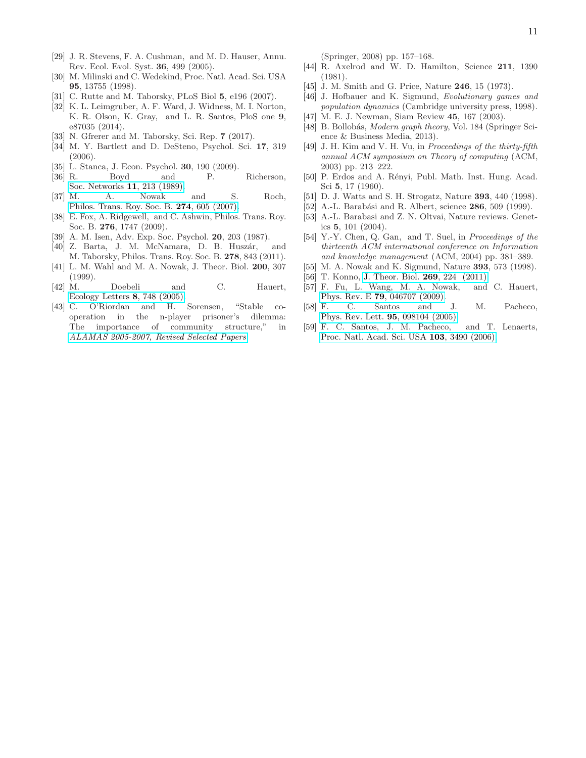[29] J. R. Stevens, F. A. Cushman, and M. D. Hauser, Annu. Rev. Ecol. Evol. Syst. **36**, 499 (2005).

[30] M. Milinski and C. Wedekind, Proc. Natl. Acad. Sci. USA **95**, 13755 (1998).

[31] C. Rutte and M. Taborsky, PLoS Biol **5**, e196 (2007).

[32] K. L. Leimgruber, A. F. Ward, J. Widness, M. I. Norton, K. R. Olson, K. Gray, and L. R. Santos, PloS one **9**, e87035 (2014).

[33] N. Gfrerer and M. Taborsky, Sci. Rep. **7** (2017).

[34] M. Y. Bartlett and D. DeSteno, Psychol. Sci. **17**, 319 (2006).

[35] L. Stanca, J. Econ. Psychol. **30**, 190 (2009).

[36] R. Boyd and P. Richerson, Soc. Networks **11**, 213 (1989).

[37] M. A. Nowak and S. Roch, Philos. Trans. Roy. Soc. B. **274**, 605 (2007).

[38] E. Fox, A. Ridgewell, and C. Ashwin, Philos. Trans. Roy. Soc. B. **276**, 1747 (2009).

[39] A. M. Isen, Adv. Exp. Soc. Psychol. **20**, 203 (1987).

[40] Z. Barta, J. M. McNamara, D. B. Huszár, and M. Taborsky, Philos. Trans. Roy. Soc. B. **278**, 843 (2011).

[41] L. M. Wahl and M. A. Nowak, J. Theor. Biol. **200**, 307 (1999).

[42] M. Doebeli and C. Hauert, Ecology Letters **8**, 748 (2005).

[43] C. O'Riordan and H. Sorensen, "Stable co-operation in the n-player prisoner's dilemma: The importance of community structure," in *ALAMAS 2005-2007, Revised Selected Papers* (Springer, 2008) pp. 157–168.

[44] R. Axelrod and W. D. Hamilton, Science **211**, 1390 (1981).

[45] J. M. Smith and G. Price, Nature **246**, 15 (1973).

[46] J. Hofbauer and K. Sigmund, *Evolutionary games and population dynamics* (Cambridge university press, 1998).

[47] M. E. J. Newman, Siam Review **45**, 167 (2003).

[48] B. Bollobás, *Modern graph theory*, Vol. 184 (Springer Science & Business Media, 2013).

[49] J. H. Kim and V. H. Vu, in *Proceedings of the thirty-fifth annual ACM symposium on Theory of computing* (ACM, 2003) pp. 213–222.

[50] P. Erdos and A. Rényi, Publ. Math. Inst. Hung. Acad. Sci **5**, 17 (1960).

[51] D. J. Watts and S. H. Strogatz, Nature **393**, 440 (1998).

[52] A.-L. Barabási and R. Albert, science **286**, 509 (1999).

[53] A.-L. Barabasi and Z. N. Oltvai, Nature reviews. Genetics **5**, 101 (2004).

[54] Y.-Y. Chen, Q. Gan, and T. Suel, in *Proceedings of the thirteenth ACM international conference on Information and knowledge management* (ACM, 2004) pp. 381–389.

[55] M. A. Nowak and K. Sigmund, Nature **393**, 573 (1998).

[56] T. Konno, J. Theor. Biol. **269**, 224 (2011).

[57] F. Fu, L. Wang, M. A. Nowak, and C. Hauert, Phys. Rev. E **79**, 046707 (2009).

[58] F. C. Santos and J. M. Pacheco, Phys. Rev. Lett. **95**, 098104 (2005).

[59] F. C. Santos, J. M. Pacheco, and T. Lenaerts, Proc. Natl. Acad. Sci. USA **103**, 3490 (2006).